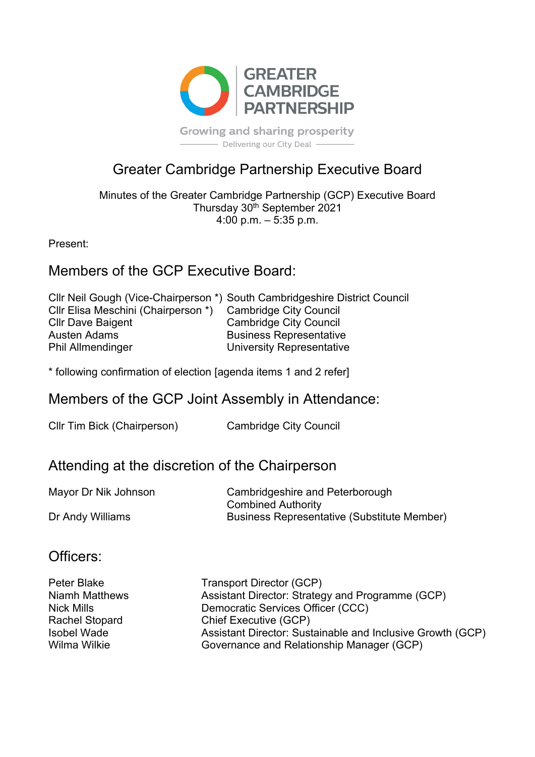GREATER CAMBRIDGE PARTNERSHIP

Growing and sharing prosperity

Delivering our City Deal

# Greater Cambridge Partnership Executive Board

Minutes of the Greater Cambridge Partnership (GCP) Executive Board
Thursday 30th September 2021
4:00 p.m. – 5:35 p.m.

Present:

## Members of the GCP Executive Board:

| | |
|---|---|
| Cllr Neil Gough (Vice-Chairperson *) | South Cambridgeshire District Council |
| Cllr Elisa Meschini (Chairperson *) | Cambridge City Council |
| Cllr Dave Baigent | Cambridge City Council |
| Austen Adams | Business Representative |
| Phil Allmendinger | University Representative |

* following confirmation of election [agenda items 1 and 2 refer]

## Members of the GCP Joint Assembly in Attendance:

| | |
|---|---|
| Cllr Tim Bick (Chairperson) | Cambridge City Council |

## Attending at the discretion of the Chairperson

| | |
|---|---|
| Mayor Dr Nik Johnson | Cambridgeshire and Peterborough Combined Authority |
| Dr Andy Williams | Business Representative (Substitute Member) |

## Officers:

| | |
|---|---|
| Peter Blake | Transport Director (GCP) |
| Niamh Matthews | Assistant Director: Strategy and Programme (GCP) |
| Nick Mills | Democratic Services Officer (CCC) |
| Rachel Stopard | Chief Executive (GCP) |
| Isobel Wade | Assistant Director: Sustainable and Inclusive Growth (GCP) |
| Wilma Wilkie | Governance and Relationship Manager (GCP) |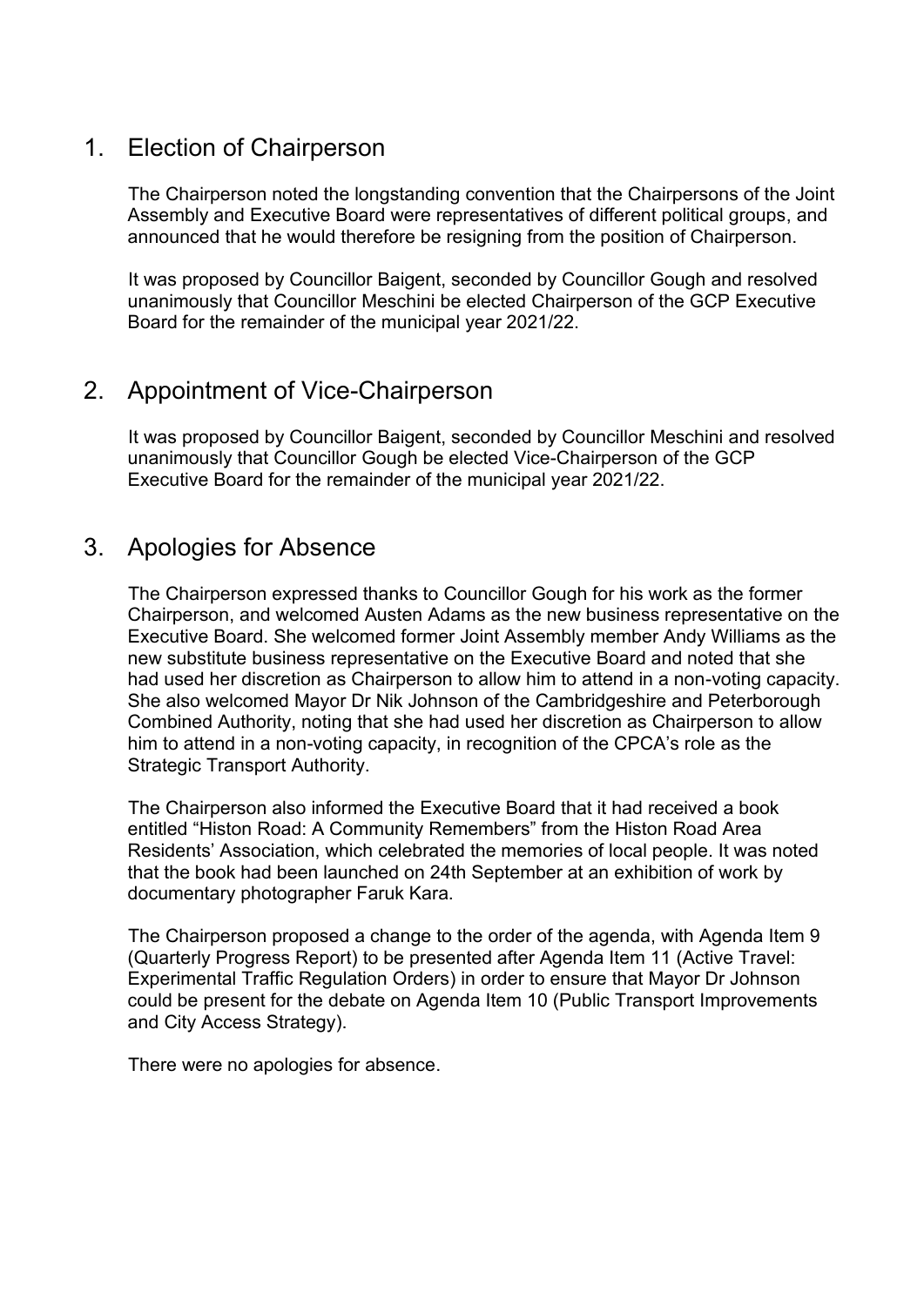## 1. Election of Chairperson

The Chairperson noted the longstanding convention that the Chairpersons of the Joint Assembly and Executive Board were representatives of different political groups, and announced that he would therefore be resigning from the position of Chairperson.

It was proposed by Councillor Baigent, seconded by Councillor Gough and resolved unanimously that Councillor Meschini be elected Chairperson of the GCP Executive Board for the remainder of the municipal year 2021/22.

## 2. Appointment of Vice-Chairperson

It was proposed by Councillor Baigent, seconded by Councillor Meschini and resolved unanimously that Councillor Gough be elected Vice-Chairperson of the GCP Executive Board for the remainder of the municipal year 2021/22.

## 3. Apologies for Absence

The Chairperson expressed thanks to Councillor Gough for his work as the former Chairperson, and welcomed Austen Adams as the new business representative on the Executive Board. She welcomed former Joint Assembly member Andy Williams as the new substitute business representative on the Executive Board and noted that she had used her discretion as Chairperson to allow him to attend in a non-voting capacity. She also welcomed Mayor Dr Nik Johnson of the Cambridgeshire and Peterborough Combined Authority, noting that she had used her discretion as Chairperson to allow him to attend in a non-voting capacity, in recognition of the CPCA's role as the Strategic Transport Authority.

The Chairperson also informed the Executive Board that it had received a book entitled "Histon Road: A Community Remembers" from the Histon Road Area Residents' Association, which celebrated the memories of local people. It was noted that the book had been launched on 24th September at an exhibition of work by documentary photographer Faruk Kara.

The Chairperson proposed a change to the order of the agenda, with Agenda Item 9 (Quarterly Progress Report) to be presented after Agenda Item 11 (Active Travel: Experimental Traffic Regulation Orders) in order to ensure that Mayor Dr Johnson could be present for the debate on Agenda Item 10 (Public Transport Improvements and City Access Strategy).

There were no apologies for absence.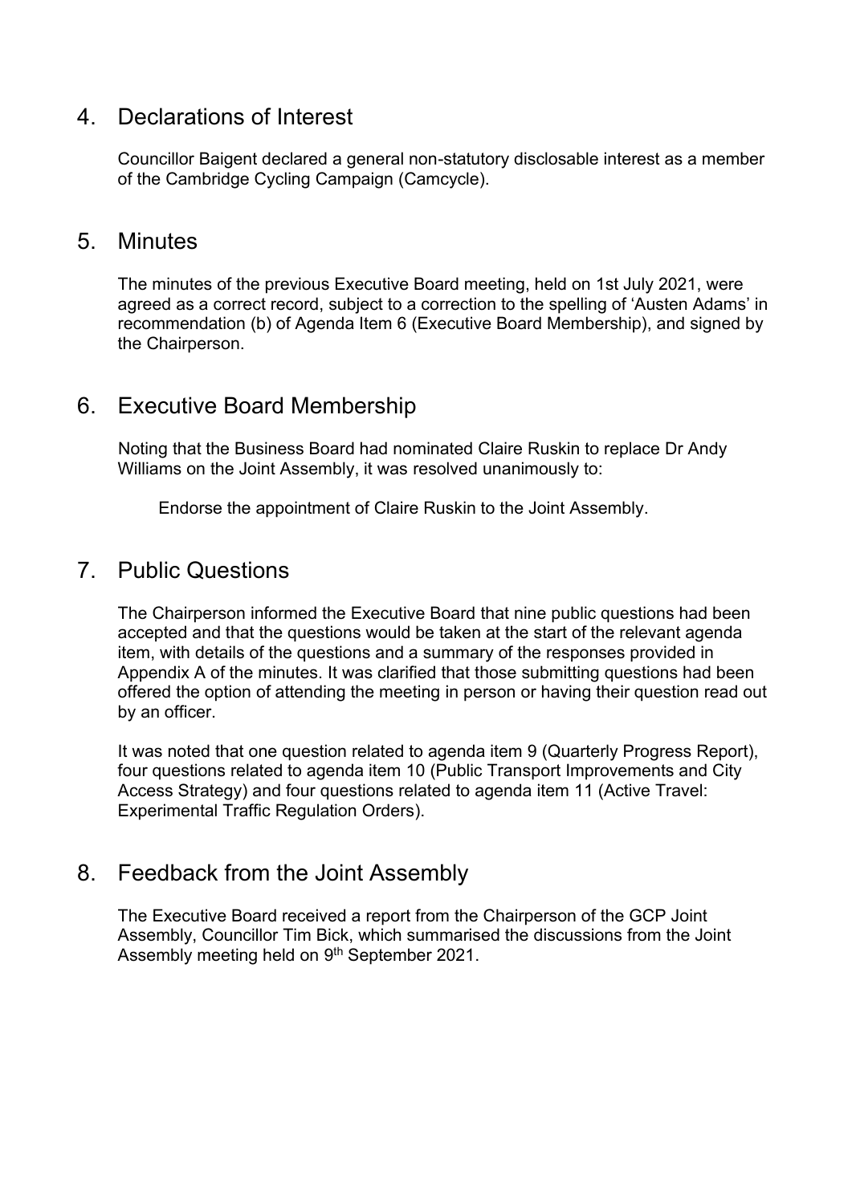## 4. Declarations of Interest

Councillor Baigent declared a general non-statutory disclosable interest as a member of the Cambridge Cycling Campaign (Camcycle).

## 5. Minutes

The minutes of the previous Executive Board meeting, held on 1st July 2021, were agreed as a correct record, subject to a correction to the spelling of 'Austen Adams' in recommendation (b) of Agenda Item 6 (Executive Board Membership), and signed by the Chairperson.

## 6. Executive Board Membership

Noting that the Business Board had nominated Claire Ruskin to replace Dr Andy Williams on the Joint Assembly, it was resolved unanimously to:

Endorse the appointment of Claire Ruskin to the Joint Assembly.

## 7. Public Questions

The Chairperson informed the Executive Board that nine public questions had been accepted and that the questions would be taken at the start of the relevant agenda item, with details of the questions and a summary of the responses provided in Appendix A of the minutes. It was clarified that those submitting questions had been offered the option of attending the meeting in person or having their question read out by an officer.

It was noted that one question related to agenda item 9 (Quarterly Progress Report), four questions related to agenda item 10 (Public Transport Improvements and City Access Strategy) and four questions related to agenda item 11 (Active Travel: Experimental Traffic Regulation Orders).

## 8. Feedback from the Joint Assembly

The Executive Board received a report from the Chairperson of the GCP Joint Assembly, Councillor Tim Bick, which summarised the discussions from the Joint Assembly meeting held on 9th September 2021.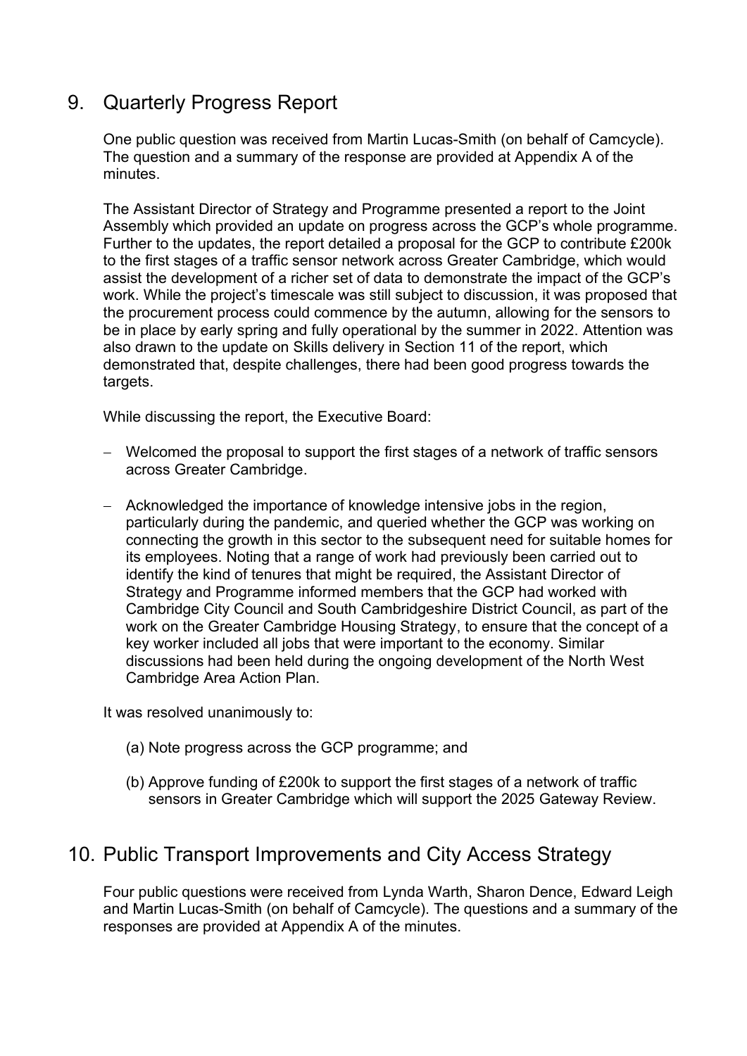## 9. Quarterly Progress Report

One public question was received from Martin Lucas-Smith (on behalf of Camcycle). The question and a summary of the response are provided at Appendix A of the minutes.

The Assistant Director of Strategy and Programme presented a report to the Joint Assembly which provided an update on progress across the GCP's whole programme. Further to the updates, the report detailed a proposal for the GCP to contribute £200k to the first stages of a traffic sensor network across Greater Cambridge, which would assist the development of a richer set of data to demonstrate the impact of the GCP's work. While the project's timescale was still subject to discussion, it was proposed that the procurement process could commence by the autumn, allowing for the sensors to be in place by early spring and fully operational by the summer in 2022. Attention was also drawn to the update on Skills delivery in Section 11 of the report, which demonstrated that, despite challenges, there had been good progress towards the targets.

While discussing the report, the Executive Board:

- Welcomed the proposal to support the first stages of a network of traffic sensors across Greater Cambridge.
- Acknowledged the importance of knowledge intensive jobs in the region, particularly during the pandemic, and queried whether the GCP was working on connecting the growth in this sector to the subsequent need for suitable homes for its employees. Noting that a range of work had previously been carried out to identify the kind of tenures that might be required, the Assistant Director of Strategy and Programme informed members that the GCP had worked with Cambridge City Council and South Cambridgeshire District Council, as part of the work on the Greater Cambridge Housing Strategy, to ensure that the concept of a key worker included all jobs that were important to the economy. Similar discussions had been held during the ongoing development of the North West Cambridge Area Action Plan.

It was resolved unanimously to:

(a) Note progress across the GCP programme; and

(b) Approve funding of £200k to support the first stages of a network of traffic sensors in Greater Cambridge which will support the 2025 Gateway Review.

## 10. Public Transport Improvements and City Access Strategy

Four public questions were received from Lynda Warth, Sharon Dence, Edward Leigh and Martin Lucas-Smith (on behalf of Camcycle). The questions and a summary of the responses are provided at Appendix A of the minutes.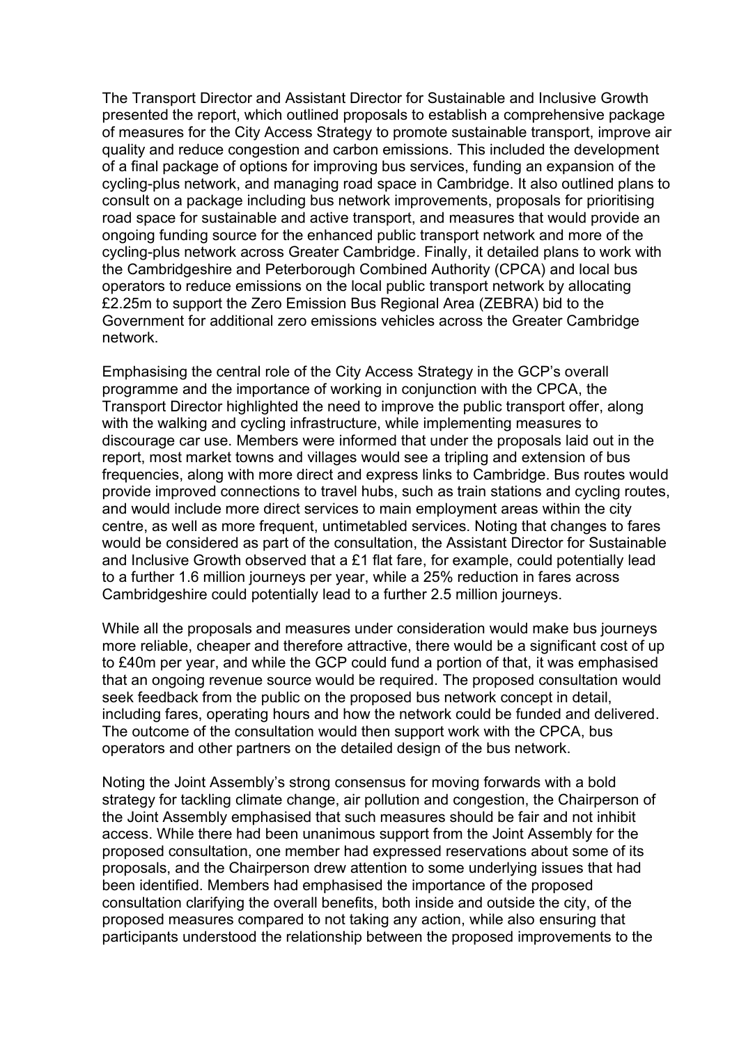The Transport Director and Assistant Director for Sustainable and Inclusive Growth presented the report, which outlined proposals to establish a comprehensive package of measures for the City Access Strategy to promote sustainable transport, improve air quality and reduce congestion and carbon emissions. This included the development of a final package of options for improving bus services, funding an expansion of the cycling-plus network, and managing road space in Cambridge. It also outlined plans to consult on a package including bus network improvements, proposals for prioritising road space for sustainable and active transport, and measures that would provide an ongoing funding source for the enhanced public transport network and more of the cycling-plus network across Greater Cambridge. Finally, it detailed plans to work with the Cambridgeshire and Peterborough Combined Authority (CPCA) and local bus operators to reduce emissions on the local public transport network by allocating £2.25m to support the Zero Emission Bus Regional Area (ZEBRA) bid to the Government for additional zero emissions vehicles across the Greater Cambridge network.

Emphasising the central role of the City Access Strategy in the GCP's overall programme and the importance of working in conjunction with the CPCA, the Transport Director highlighted the need to improve the public transport offer, along with the walking and cycling infrastructure, while implementing measures to discourage car use. Members were informed that under the proposals laid out in the report, most market towns and villages would see a tripling and extension of bus frequencies, along with more direct and express links to Cambridge. Bus routes would provide improved connections to travel hubs, such as train stations and cycling routes, and would include more direct services to main employment areas within the city centre, as well as more frequent, untimetabled services. Noting that changes to fares would be considered as part of the consultation, the Assistant Director for Sustainable and Inclusive Growth observed that a £1 flat fare, for example, could potentially lead to a further 1.6 million journeys per year, while a 25% reduction in fares across Cambridgeshire could potentially lead to a further 2.5 million journeys.

While all the proposals and measures under consideration would make bus journeys more reliable, cheaper and therefore attractive, there would be a significant cost of up to £40m per year, and while the GCP could fund a portion of that, it was emphasised that an ongoing revenue source would be required. The proposed consultation would seek feedback from the public on the proposed bus network concept in detail, including fares, operating hours and how the network could be funded and delivered. The outcome of the consultation would then support work with the CPCA, bus operators and other partners on the detailed design of the bus network.

Noting the Joint Assembly's strong consensus for moving forwards with a bold strategy for tackling climate change, air pollution and congestion, the Chairperson of the Joint Assembly emphasised that such measures should be fair and not inhibit access. While there had been unanimous support from the Joint Assembly for the proposed consultation, one member had expressed reservations about some of its proposals, and the Chairperson drew attention to some underlying issues that had been identified. Members had emphasised the importance of the proposed consultation clarifying the overall benefits, both inside and outside the city, of the proposed measures compared to not taking any action, while also ensuring that participants understood the relationship between the proposed improvements to the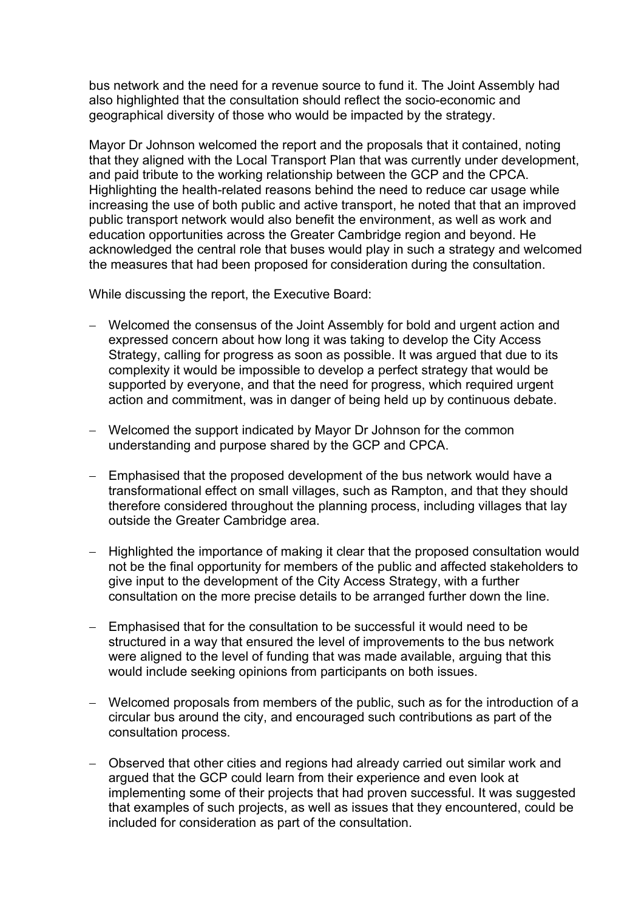bus network and the need for a revenue source to fund it. The Joint Assembly had also highlighted that the consultation should reflect the socio-economic and geographical diversity of those who would be impacted by the strategy.

Mayor Dr Johnson welcomed the report and the proposals that it contained, noting that they aligned with the Local Transport Plan that was currently under development, and paid tribute to the working relationship between the GCP and the CPCA. Highlighting the health-related reasons behind the need to reduce car usage while increasing the use of both public and active transport, he noted that that an improved public transport network would also benefit the environment, as well as work and education opportunities across the Greater Cambridge region and beyond. He acknowledged the central role that buses would play in such a strategy and welcomed the measures that had been proposed for consideration during the consultation.

While discussing the report, the Executive Board:

- Welcomed the consensus of the Joint Assembly for bold and urgent action and expressed concern about how long it was taking to develop the City Access Strategy, calling for progress as soon as possible. It was argued that due to its complexity it would be impossible to develop a perfect strategy that would be supported by everyone, and that the need for progress, which required urgent action and commitment, was in danger of being held up by continuous debate.
- Welcomed the support indicated by Mayor Dr Johnson for the common understanding and purpose shared by the GCP and CPCA.
- Emphasised that the proposed development of the bus network would have a transformational effect on small villages, such as Rampton, and that they should therefore considered throughout the planning process, including villages that lay outside the Greater Cambridge area.
- Highlighted the importance of making it clear that the proposed consultation would not be the final opportunity for members of the public and affected stakeholders to give input to the development of the City Access Strategy, with a further consultation on the more precise details to be arranged further down the line.
- Emphasised that for the consultation to be successful it would need to be structured in a way that ensured the level of improvements to the bus network were aligned to the level of funding that was made available, arguing that this would include seeking opinions from participants on both issues.
- Welcomed proposals from members of the public, such as for the introduction of a circular bus around the city, and encouraged such contributions as part of the consultation process.
- Observed that other cities and regions had already carried out similar work and argued that the GCP could learn from their experience and even look at implementing some of their projects that had proven successful. It was suggested that examples of such projects, as well as issues that they encountered, could be included for consideration as part of the consultation.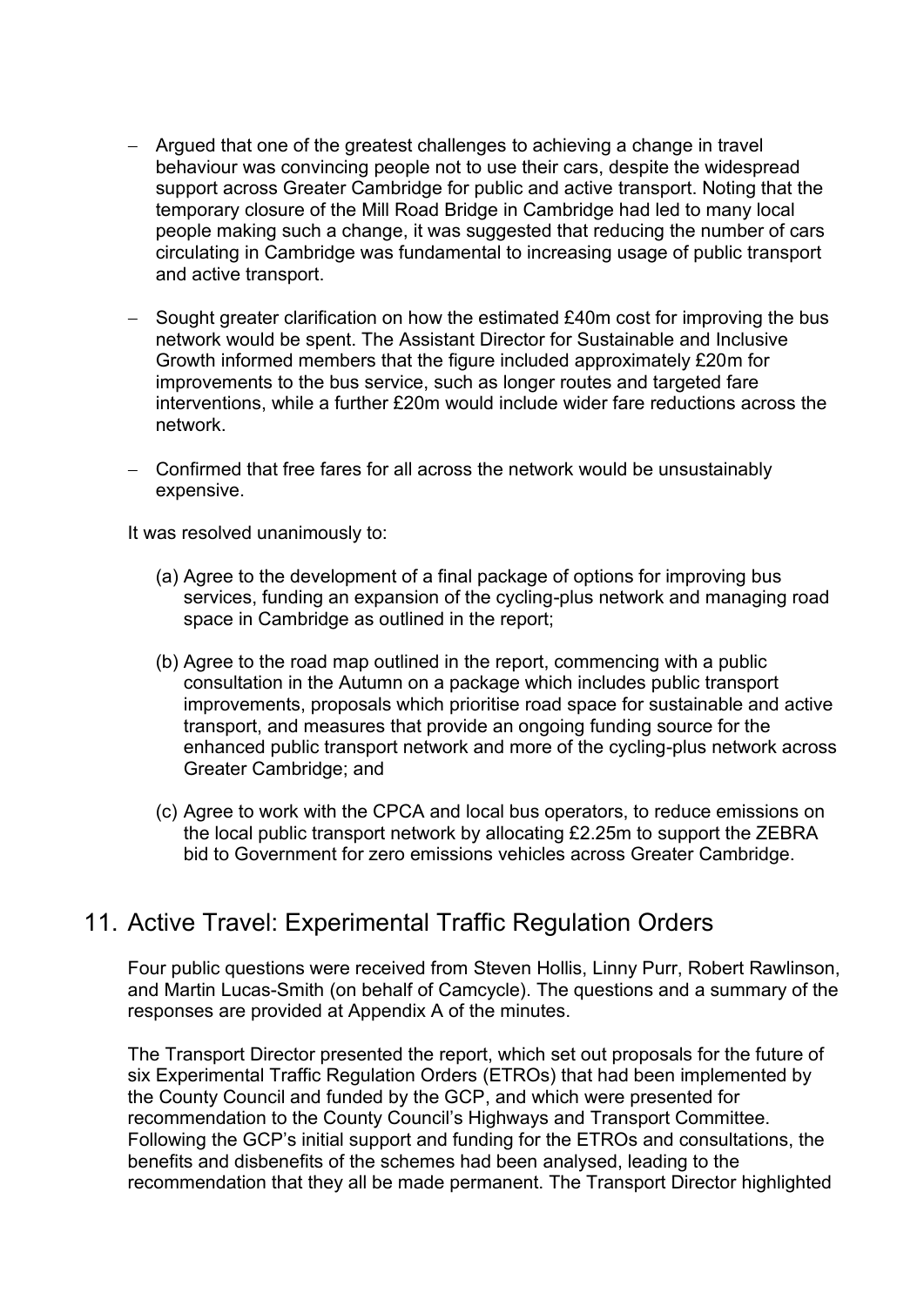- Argued that one of the greatest challenges to achieving a change in travel behaviour was convincing people not to use their cars, despite the widespread support across Greater Cambridge for public and active transport. Noting that the temporary closure of the Mill Road Bridge in Cambridge had led to many local people making such a change, it was suggested that reducing the number of cars circulating in Cambridge was fundamental to increasing usage of public transport and active transport.

- Sought greater clarification on how the estimated £40m cost for improving the bus network would be spent. The Assistant Director for Sustainable and Inclusive Growth informed members that the figure included approximately £20m for improvements to the bus service, such as longer routes and targeted fare interventions, while a further £20m would include wider fare reductions across the network.

- Confirmed that free fares for all across the network would be unsustainably expensive.

It was resolved unanimously to:

(a) Agree to the development of a final package of options for improving bus services, funding an expansion of the cycling-plus network and managing road space in Cambridge as outlined in the report;

(b) Agree to the road map outlined in the report, commencing with a public consultation in the Autumn on a package which includes public transport improvements, proposals which prioritise road space for sustainable and active transport, and measures that provide an ongoing funding source for the enhanced public transport network and more of the cycling-plus network across Greater Cambridge; and

(c) Agree to work with the CPCA and local bus operators, to reduce emissions on the local public transport network by allocating £2.25m to support the ZEBRA bid to Government for zero emissions vehicles across Greater Cambridge.

## 11. Active Travel: Experimental Traffic Regulation Orders

Four public questions were received from Steven Hollis, Linny Purr, Robert Rawlinson, and Martin Lucas-Smith (on behalf of Camcycle). The questions and a summary of the responses are provided at Appendix A of the minutes.

The Transport Director presented the report, which set out proposals for the future of six Experimental Traffic Regulation Orders (ETROs) that had been implemented by the County Council and funded by the GCP, and which were presented for recommendation to the County Council's Highways and Transport Committee. Following the GCP's initial support and funding for the ETROs and consultations, the benefits and disbenefits of the schemes had been analysed, leading to the recommendation that they all be made permanent. The Transport Director highlighted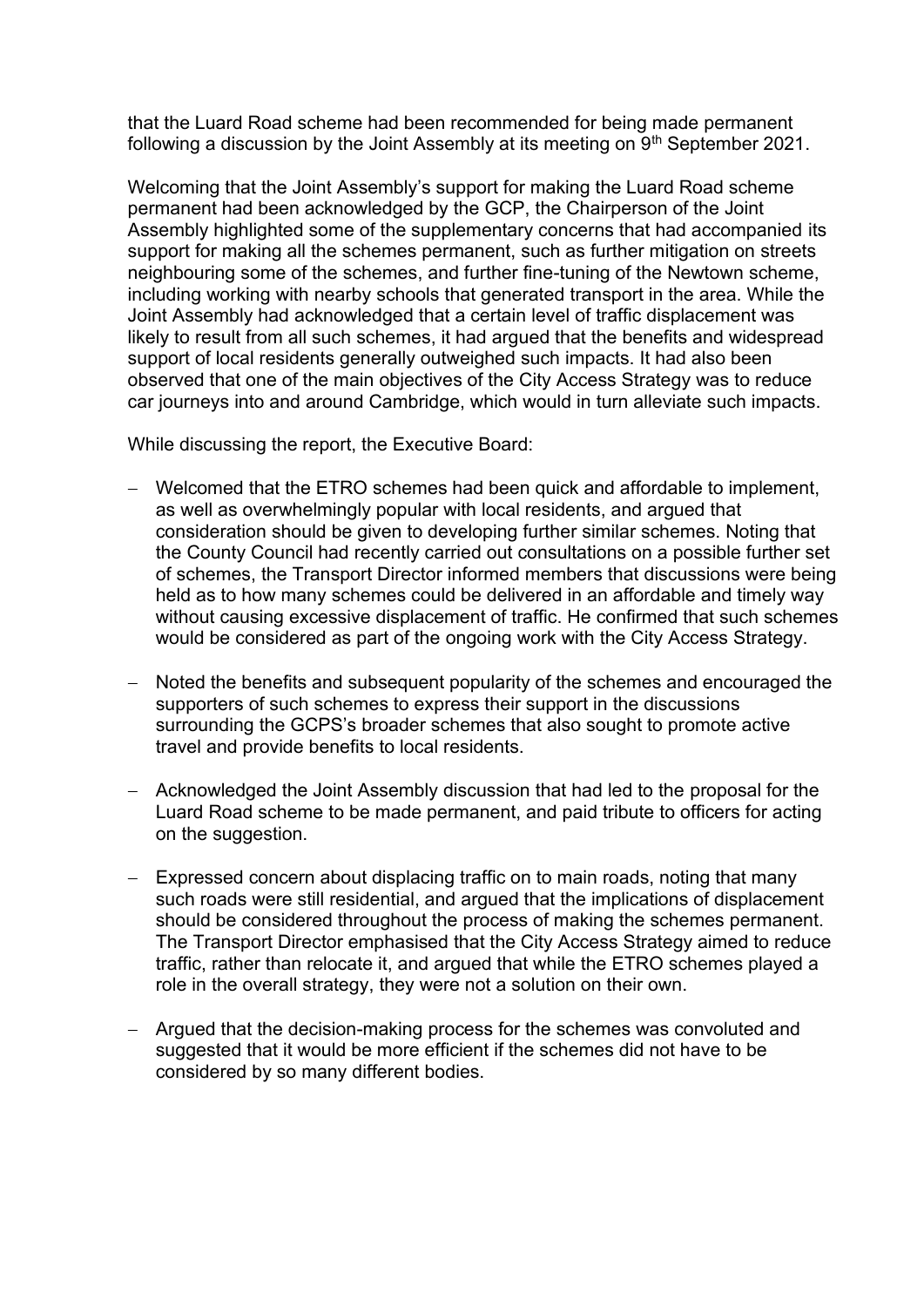that the Luard Road scheme had been recommended for being made permanent following a discussion by the Joint Assembly at its meeting on 9th September 2021.

Welcoming that the Joint Assembly's support for making the Luard Road scheme permanent had been acknowledged by the GCP, the Chairperson of the Joint Assembly highlighted some of the supplementary concerns that had accompanied its support for making all the schemes permanent, such as further mitigation on streets neighbouring some of the schemes, and further fine-tuning of the Newtown scheme, including working with nearby schools that generated transport in the area. While the Joint Assembly had acknowledged that a certain level of traffic displacement was likely to result from all such schemes, it had argued that the benefits and widespread support of local residents generally outweighed such impacts. It had also been observed that one of the main objectives of the City Access Strategy was to reduce car journeys into and around Cambridge, which would in turn alleviate such impacts.

While discussing the report, the Executive Board:

- Welcomed that the ETRO schemes had been quick and affordable to implement, as well as overwhelmingly popular with local residents, and argued that consideration should be given to developing further similar schemes. Noting that the County Council had recently carried out consultations on a possible further set of schemes, the Transport Director informed members that discussions were being held as to how many schemes could be delivered in an affordable and timely way without causing excessive displacement of traffic. He confirmed that such schemes would be considered as part of the ongoing work with the City Access Strategy.

- Noted the benefits and subsequent popularity of the schemes and encouraged the supporters of such schemes to express their support in the discussions surrounding the GCPS's broader schemes that also sought to promote active travel and provide benefits to local residents.

- Acknowledged the Joint Assembly discussion that had led to the proposal for the Luard Road scheme to be made permanent, and paid tribute to officers for acting on the suggestion.

- Expressed concern about displacing traffic on to main roads, noting that many such roads were still residential, and argued that the implications of displacement should be considered throughout the process of making the schemes permanent. The Transport Director emphasised that the City Access Strategy aimed to reduce traffic, rather than relocate it, and argued that while the ETRO schemes played a role in the overall strategy, they were not a solution on their own.

- Argued that the decision-making process for the schemes was convoluted and suggested that it would be more efficient if the schemes did not have to be considered by so many different bodies.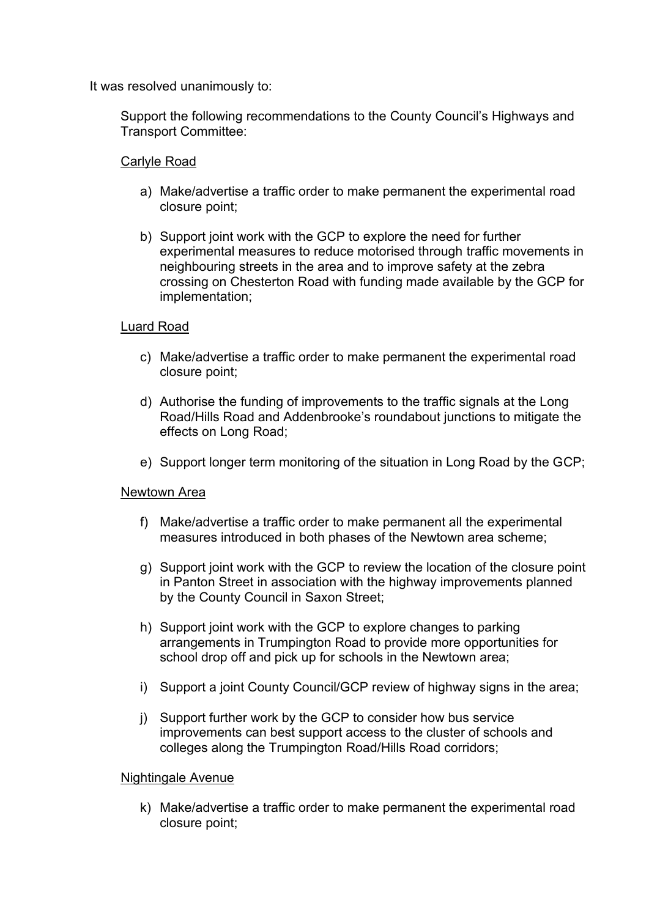It was resolved unanimously to:

Support the following recommendations to the County Council's Highways and Transport Committee:

Carlyle Road

a) Make/advertise a traffic order to make permanent the experimental road closure point;

b) Support joint work with the GCP to explore the need for further experimental measures to reduce motorised through traffic movements in neighbouring streets in the area and to improve safety at the zebra crossing on Chesterton Road with funding made available by the GCP for implementation;

Luard Road

c) Make/advertise a traffic order to make permanent the experimental road closure point;

d) Authorise the funding of improvements to the traffic signals at the Long Road/Hills Road and Addenbrooke's roundabout junctions to mitigate the effects on Long Road;

e) Support longer term monitoring of the situation in Long Road by the GCP;

Newtown Area

f) Make/advertise a traffic order to make permanent all the experimental measures introduced in both phases of the Newtown area scheme;

g) Support joint work with the GCP to review the location of the closure point in Panton Street in association with the highway improvements planned by the County Council in Saxon Street;

h) Support joint work with the GCP to explore changes to parking arrangements in Trumpington Road to provide more opportunities for school drop off and pick up for schools in the Newtown area;

i) Support a joint County Council/GCP review of highway signs in the area;

j) Support further work by the GCP to consider how bus service improvements can best support access to the cluster of schools and colleges along the Trumpington Road/Hills Road corridors;

Nightingale Avenue

k) Make/advertise a traffic order to make permanent the experimental road closure point;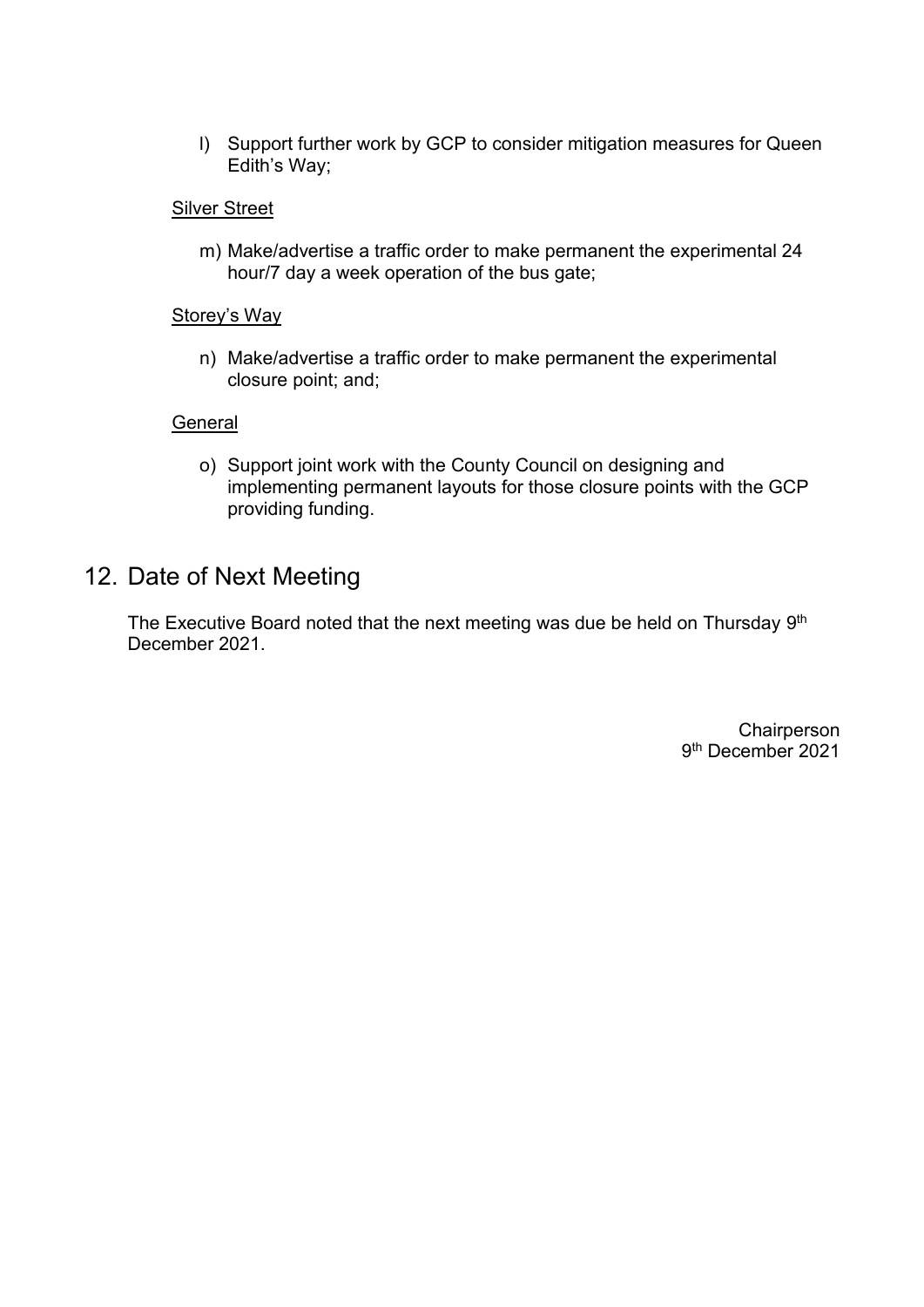l) Support further work by GCP to consider mitigation measures for Queen Edith's Way;

Silver Street

m) Make/advertise a traffic order to make permanent the experimental 24 hour/7 day a week operation of the bus gate;

Storey's Way

n) Make/advertise a traffic order to make permanent the experimental closure point; and;

General

o) Support joint work with the County Council on designing and implementing permanent layouts for those closure points with the GCP providing funding.

## 12. Date of Next Meeting

The Executive Board noted that the next meeting was due be held on Thursday 9th December 2021.

Chairperson
9th December 2021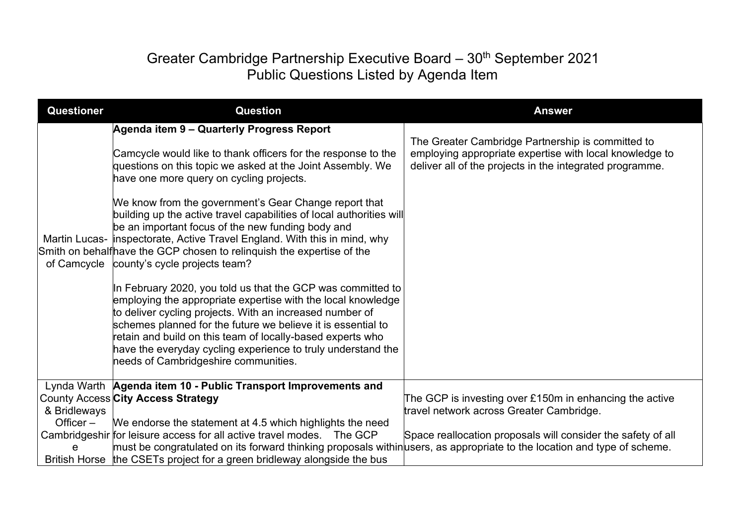# Greater Cambridge Partnership Executive Board – 30th September 2021
## Public Questions Listed by Agenda Item

| Questioner | Question | Answer |
|---|---|---|
| Martin Lucas-Smith on behalf of Camcycle | **Agenda item 9 – Quarterly Progress Report**<br><br>Camcycle would like to thank officers for the response to the questions on this topic we asked at the Joint Assembly. We have one more query on cycling projects.<br><br>We know from the government's Gear Change report that building up the active travel capabilities of local authorities will be an important focus of the new funding body and inspectorate, Active Travel England. With this in mind, why have the GCP chosen to relinquish the expertise of the county's cycle projects team?<br><br>In February 2020, you told us that the GCP was committed to employing the appropriate expertise with the local knowledge to deliver cycling projects. With an increased number of schemes planned for the future we believe it is essential to retain and build on this team of locally-based experts who have the everyday cycling experience to truly understand the needs of Cambridgeshire communities. | The Greater Cambridge Partnership is committed to employing appropriate expertise with local knowledge to deliver all of the projects in the integrated programme. |
| Lynda Warth County Access & Bridleways Officer – Cambridgeshire British Horse | **Agenda item 10 - Public Transport Improvements and City Access Strategy**<br><br>We endorse the statement at 4.5 which highlights the need for leisure access for all active travel modes. The GCP must be congratulated on its forward thinking proposals within the CSETs project for a green bridleway alongside the bus | The GCP is investing over £150m in enhancing the active travel network across Greater Cambridge.<br><br>Space reallocation proposals will consider the safety of all users, as appropriate to the location and type of scheme. |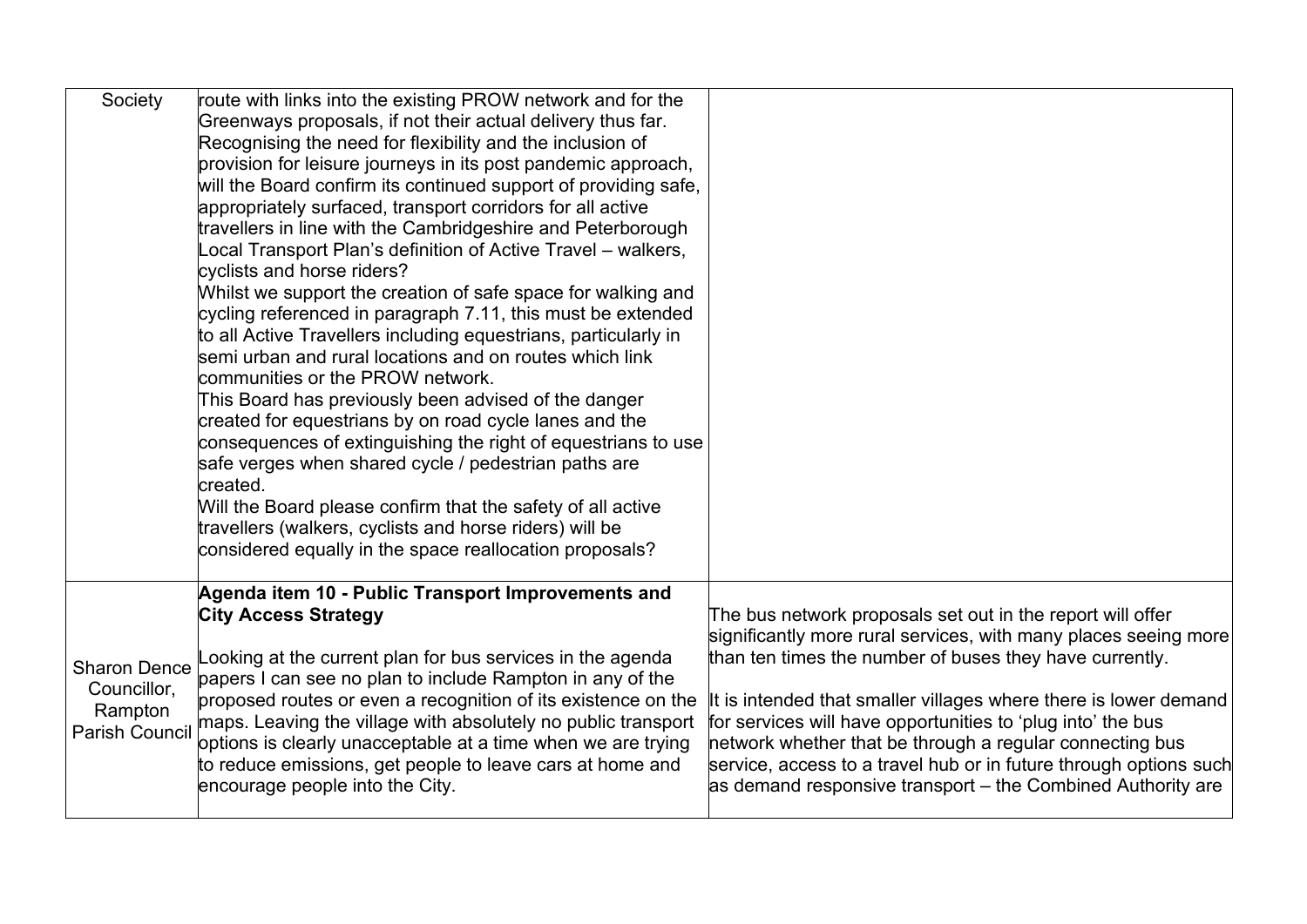| | | |
|---|---|---|
| Society | route with links into the existing PROW network and for the Greenways proposals, if not their actual delivery thus far.<br>Recognising the need for flexibility and the inclusion of provision for leisure journeys in its post pandemic approach, will the Board confirm its continued support of providing safe, appropriately surfaced, transport corridors for all active travellers in line with the Cambridgeshire and Peterborough Local Transport Plan's definition of Active Travel – walkers, cyclists and horse riders?<br>Whilst we support the creation of safe space for walking and cycling referenced in paragraph 7.11, this must be extended to all Active Travellers including equestrians, particularly in semi urban and rural locations and on routes which link communities or the PROW network.<br>This Board has previously been advised of the danger created for equestrians by on road cycle lanes and the consequences of extinguishing the right of equestrians to use safe verges when shared cycle / pedestrian paths are created.<br>Will the Board please confirm that the safety of all active travellers (walkers, cyclists and horse riders) will be considered equally in the space reallocation proposals? | |
| Sharon Dence Councillor, Rampton Parish Council | **Agenda item 10 - Public Transport Improvements and City Access Strategy**<br><br>Looking at the current plan for bus services in the agenda papers I can see no plan to include Rampton in any of the proposed routes or even a recognition of its existence on the maps. Leaving the village with absolutely no public transport options is clearly unacceptable at a time when we are trying to reduce emissions, get people to leave cars at home and encourage people into the City. | The bus network proposals set out in the report will offer significantly more rural services, with many places seeing more than ten times the number of buses they have currently.<br><br>It is intended that smaller villages where there is lower demand for services will have opportunities to 'plug into' the bus network whether that be through a regular connecting bus service, access to a travel hub or in future through options such as demand responsive transport – the Combined Authority are |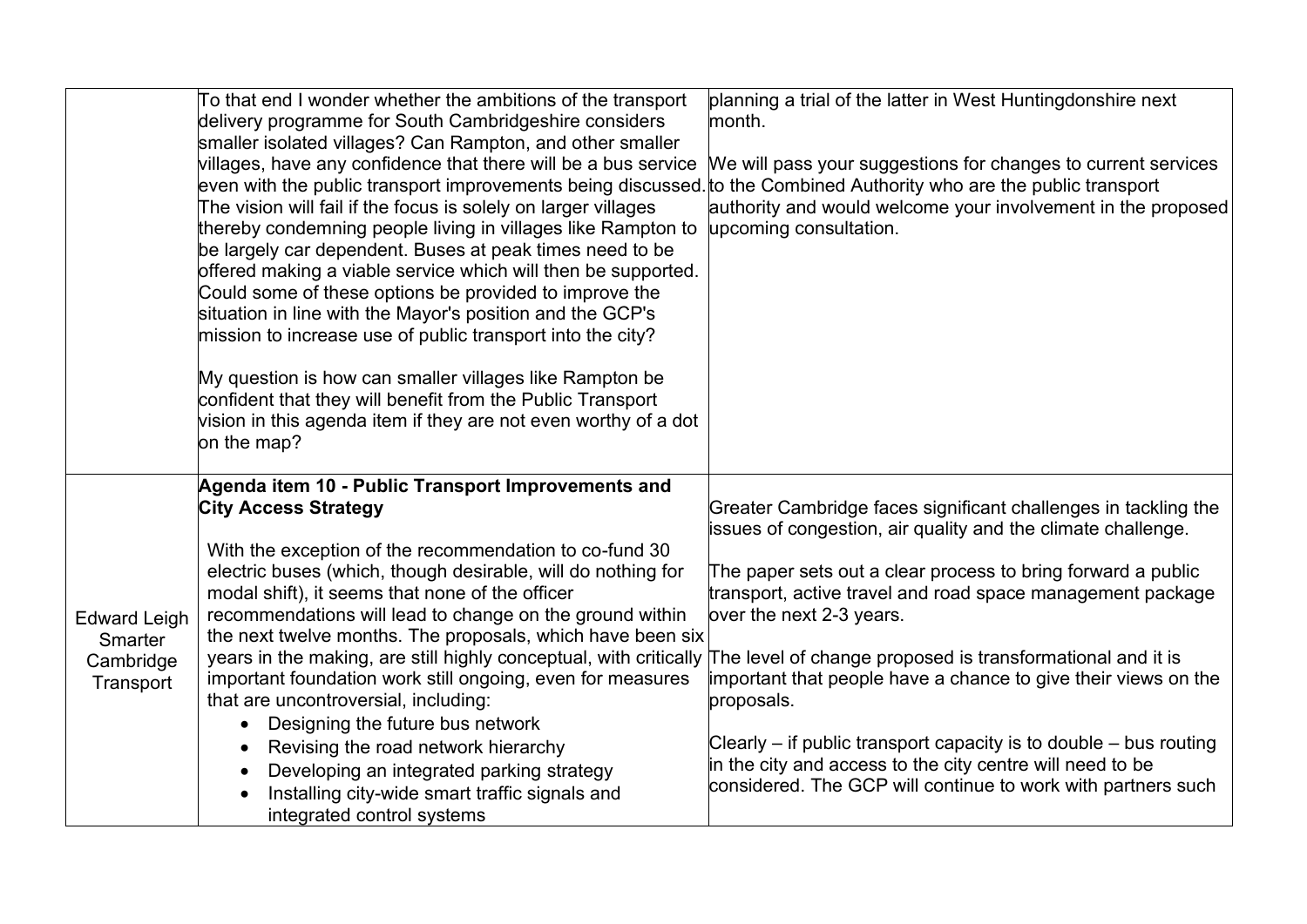| | | |
|---|---|---|
| | To that end I wonder whether the ambitions of the transport delivery programme for South Cambridgeshire considers smaller isolated villages? Can Rampton, and other smaller villages, have any confidence that there will be a bus service even with the public transport improvements being discussed. The vision will fail if the focus is solely on larger villages thereby condemning people living in villages like Rampton to be largely car dependent. Buses at peak times need to be offered making a viable service which will then be supported. Could some of these options be provided to improve the situation in line with the Mayor's position and the GCP's mission to increase use of public transport into the city?<br><br>My question is how can smaller villages like Rampton be confident that they will benefit from the Public Transport vision in this agenda item if they are not even worthy of a dot on the map? | planning a trial of the latter in West Huntingdonshire next month.<br><br>We will pass your suggestions for changes to current services to the Combined Authority who are the public transport authority and would welcome your involvement in the proposed upcoming consultation. |
| Edward Leigh Smarter Cambridge Transport | **Agenda item 10 - Public Transport Improvements and City Access Strategy**<br><br>With the exception of the recommendation to co-fund 30 electric buses (which, though desirable, will do nothing for modal shift), it seems that none of the officer recommendations will lead to change on the ground within the next twelve months. The proposals, which have been six years in the making, are still highly conceptual, with critically important foundation work still ongoing, even for measures that are uncontroversial, including:<br>• Designing the future bus network<br>• Revising the road network hierarchy<br>• Developing an integrated parking strategy<br>• Installing city-wide smart traffic signals and integrated control systems | Greater Cambridge faces significant challenges in tackling the issues of congestion, air quality and the climate challenge.<br><br>The paper sets out a clear process to bring forward a public transport, active travel and road space management package over the next 2-3 years.<br><br>The level of change proposed is transformational and it is important that people have a chance to give their views on the proposals.<br><br>Clearly – if public transport capacity is to double – bus routing in the city and access to the city centre will need to be considered. The GCP will continue to work with partners such |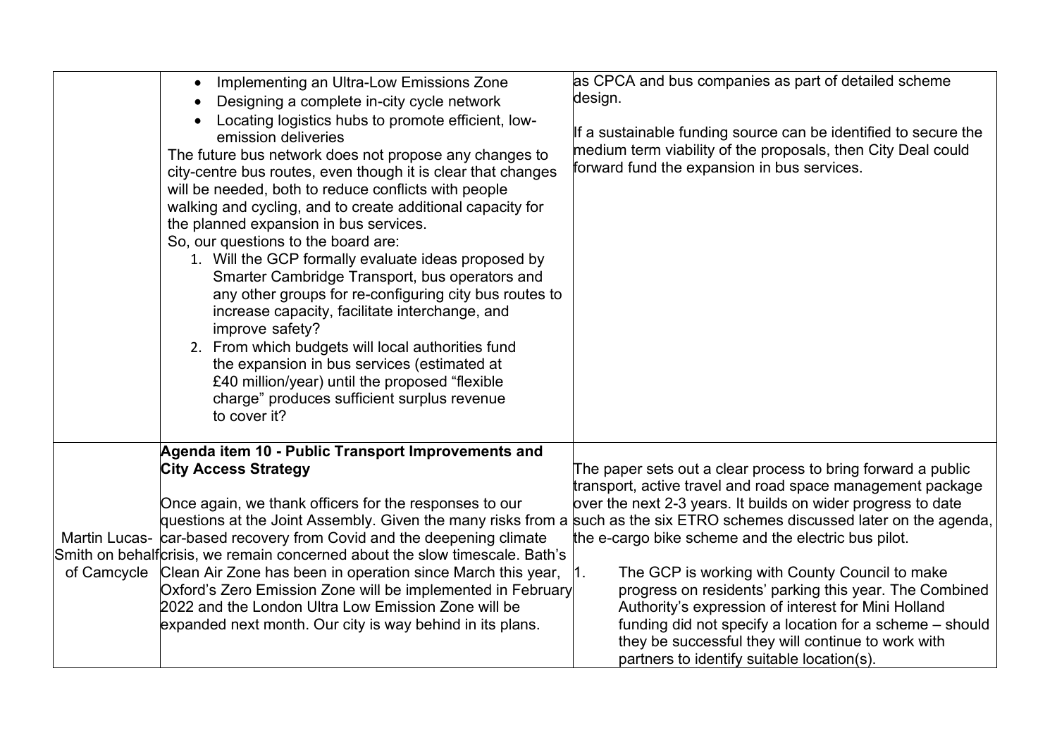| | | |
|---|---|---|
| | • Implementing an Ultra-Low Emissions Zone<br>• Designing a complete in-city cycle network<br>• Locating logistics hubs to promote efficient, low-emission deliveries<br>The future bus network does not propose any changes to city-centre bus routes, even though it is clear that changes will be needed, both to reduce conflicts with people walking and cycling, and to create additional capacity for the planned expansion in bus services.<br>So, our questions to the board are:<br>1. Will the GCP formally evaluate ideas proposed by Smarter Cambridge Transport, bus operators and any other groups for re-configuring city bus routes to increase capacity, facilitate interchange, and improve safety?<br>2. From which budgets will local authorities fund the expansion in bus services (estimated at £40 million/year) until the proposed "flexible charge" produces sufficient surplus revenue to cover it? | as CPCA and bus companies as part of detailed scheme design.<br><br>If a sustainable funding source can be identified to secure the medium term viability of the proposals, then City Deal could forward fund the expansion in bus services. |
| Martin Lucas-Smith on behalf of Camcycle | **Agenda item 10 - Public Transport Improvements and City Access Strategy**<br><br>Once again, we thank officers for the responses to our questions at the Joint Assembly. Given the many risks from a car-based recovery from Covid and the deepening climate crisis, we remain concerned about the slow timescale. Bath's Clean Air Zone has been in operation since March this year, Oxford's Zero Emission Zone will be implemented in February 2022 and the London Ultra Low Emission Zone will be expanded next month. Our city is way behind in its plans. | The paper sets out a clear process to bring forward a public transport, active travel and road space management package over the next 2-3 years. It builds on wider progress to date such as the six ETRO schemes discussed later on the agenda, the e-cargo bike scheme and the electric bus pilot.<br><br>1. The GCP is working with County Council to make progress on residents' parking this year. The Combined Authority's expression of interest for Mini Holland funding did not specify a location for a scheme – should they be successful they will continue to work with partners to identify suitable location(s). |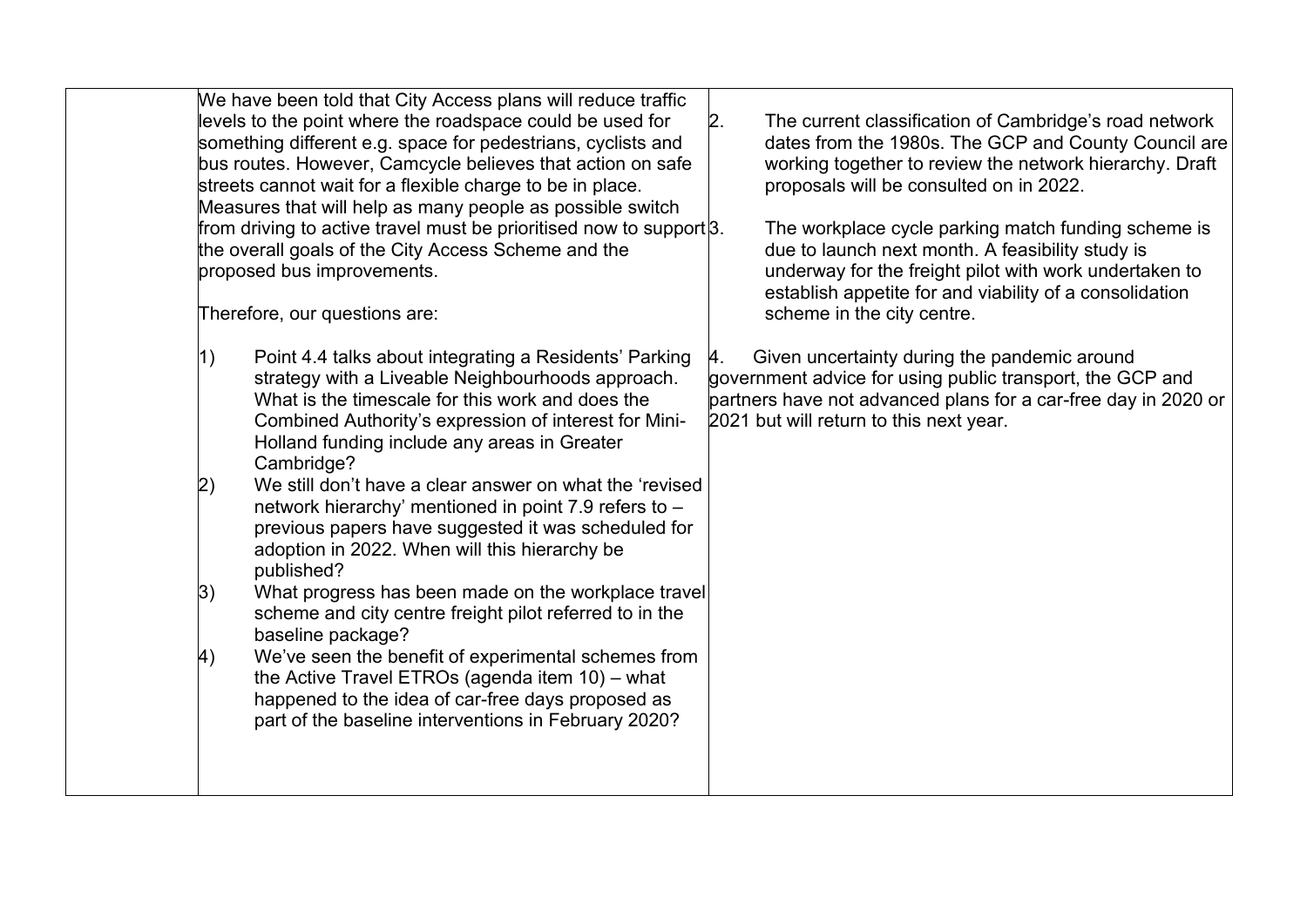|  | We have been told that City Access plans will reduce traffic levels to the point where the roadspace could be used for something different e.g. space for pedestrians, cyclists and bus routes. However, Camcycle believes that action on safe streets cannot wait for a flexible charge to be in place. Measures that will help as many people as possible switch from driving to active travel must be prioritised now to support the overall goals of the City Access Scheme and the proposed bus improvements.<br><br>Therefore, our questions are:<br><br>1) Point 4.4 talks about integrating a Residents' Parking strategy with a Liveable Neighbourhoods approach. What is the timescale for this work and does the Combined Authority's expression of interest for Mini-Holland funding include any areas in Greater Cambridge?<br>2) We still don't have a clear answer on what the 'revised network hierarchy' mentioned in point 7.9 refers to – previous papers have suggested it was scheduled for adoption in 2022. When will this hierarchy be published?<br>3) What progress has been made on the workplace travel scheme and city centre freight pilot referred to in the baseline package?<br>4) We've seen the benefit of experimental schemes from the Active Travel ETROs (agenda item 10) – what happened to the idea of car-free days proposed as part of the baseline interventions in February 2020? | 2. The current classification of Cambridge's road network dates from the 1980s. The GCP and County Council are working together to review the network hierarchy. Draft proposals will be consulted on in 2022.<br><br>3. The workplace cycle parking match funding scheme is due to launch next month. A feasibility study is underway for the freight pilot with work undertaken to establish appetite for and viability of a consolidation scheme in the city centre.<br><br>4. Given uncertainty during the pandemic around government advice for using public transport, the GCP and partners have not advanced plans for a car-free day in 2020 or 2021 but will return to this next year. |
|---|---|---|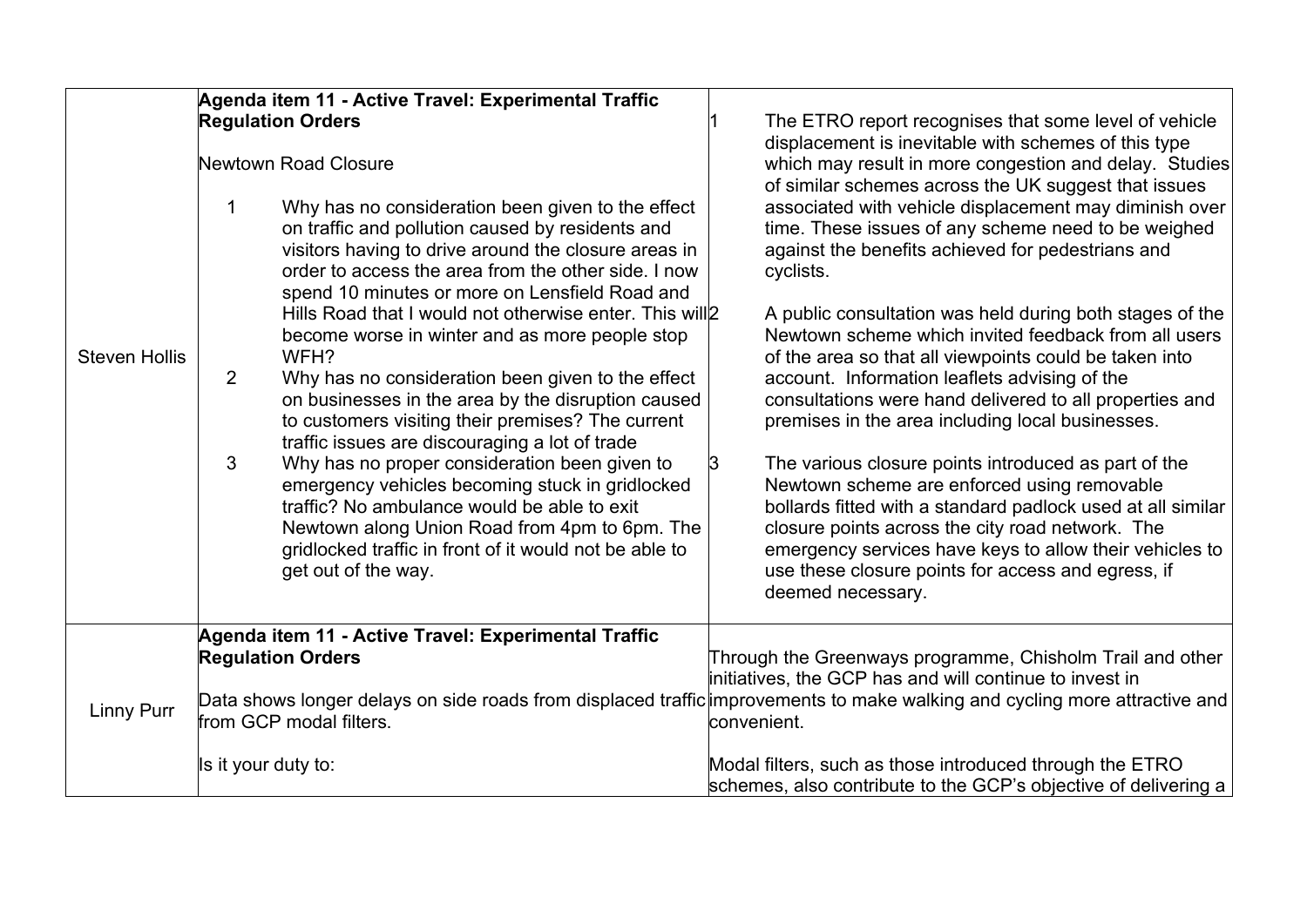| | | |
|---|---|---|
| Steven Hollis | **Agenda item 11 - Active Travel: Experimental Traffic Regulation Orders**<br><br>Newtown Road Closure<br><br>1. Why has no consideration been given to the effect on traffic and pollution caused by residents and visitors having to drive around the closure areas in order to access the area from the other side. I now spend 10 minutes or more on Lensfield Road and Hills Road that I would not otherwise enter. This will become worse in winter and as more people stop WFH?<br>2. Why has no consideration been given to the effect on businesses in the area by the disruption caused to customers visiting their premises? The current traffic issues are discouraging a lot of trade<br>3. Why has no proper consideration been given to emergency vehicles becoming stuck in gridlocked traffic? No ambulance would be able to exit Newtown along Union Road from 4pm to 6pm. The gridlocked traffic in front of it would not be able to get out of the way. | 1. The ETRO report recognises that some level of vehicle displacement is inevitable with schemes of this type which may result in more congestion and delay. Studies of similar schemes across the UK suggest that issues associated with vehicle displacement may diminish over time. These issues of any scheme need to be weighed against the benefits achieved for pedestrians and cyclists.<br><br>2. A public consultation was held during both stages of the Newtown scheme which invited feedback from all users of the area so that all viewpoints could be taken into account. Information leaflets advising of the consultations were hand delivered to all properties and premises in the area including local businesses.<br><br>3. The various closure points introduced as part of the Newtown scheme are enforced using removable bollards fitted with a standard padlock used at all similar closure points across the city road network. The emergency services have keys to allow their vehicles to use these closure points for access and egress, if deemed necessary. |
| Linny Purr | **Agenda item 11 - Active Travel: Experimental Traffic Regulation Orders**<br><br>Data shows longer delays on side roads from displaced traffic from GCP modal filters.<br><br>Is it your duty to: | Through the Greenways programme, Chisholm Trail and other initiatives, the GCP has and will continue to invest in improvements to make walking and cycling more attractive and convenient.<br><br>Modal filters, such as those introduced through the ETRO schemes, also contribute to the GCP's objective of delivering a |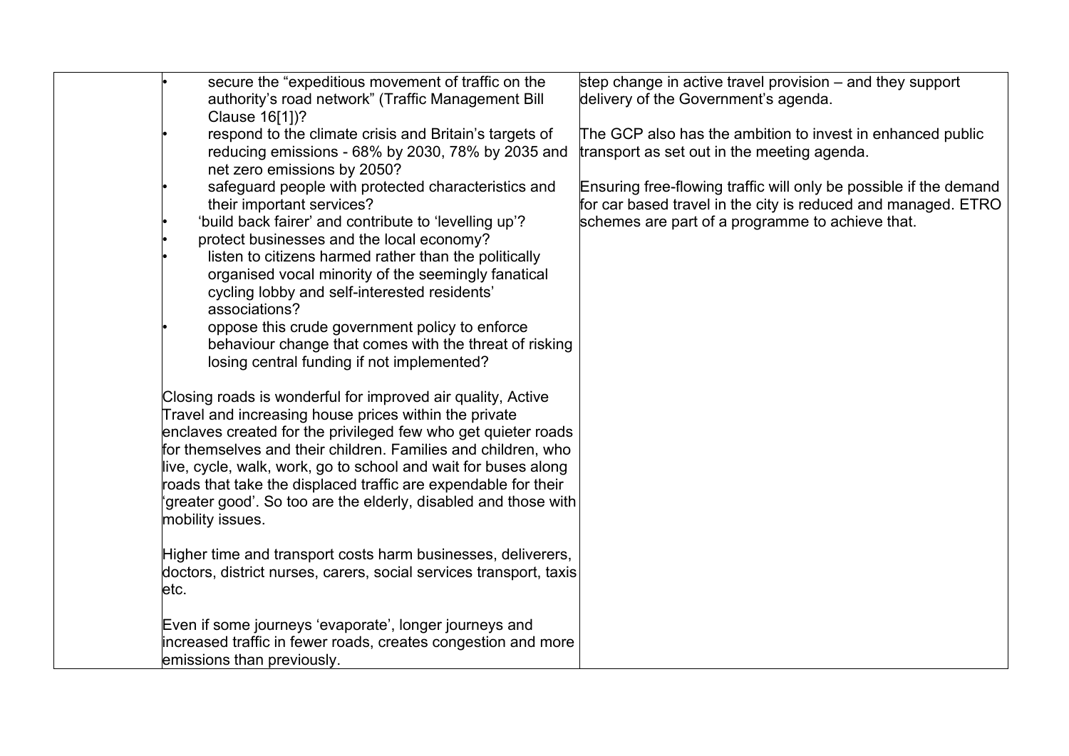| | | |
|---|---|---|
| | • secure the "expeditious movement of traffic on the authority's road network" (Traffic Management Bill Clause 16[1])?<br>• respond to the climate crisis and Britain's targets of reducing emissions - 68% by 2030, 78% by 2035 and net zero emissions by 2050?<br>• safeguard people with protected characteristics and their important services?<br>• 'build back fairer' and contribute to 'levelling up'?<br>• protect businesses and the local economy?<br>• listen to citizens harmed rather than the politically organised vocal minority of the seemingly fanatical cycling lobby and self-interested residents' associations?<br>• oppose this crude government policy to enforce behaviour change that comes with the threat of risking losing central funding if not implemented?<br><br>Closing roads is wonderful for improved air quality, Active Travel and increasing house prices within the private enclaves created for the privileged few who get quieter roads for themselves and their children. Families and children, who live, cycle, walk, work, go to school and wait for buses along roads that take the displaced traffic are expendable for their 'greater good'. So too are the elderly, disabled and those with mobility issues.<br><br>Higher time and transport costs harm businesses, deliverers, doctors, district nurses, carers, social services transport, taxis etc.<br><br>Even if some journeys 'evaporate', longer journeys and increased traffic in fewer roads, creates congestion and more emissions than previously. | step change in active travel provision – and they support delivery of the Government's agenda.<br><br>The GCP also has the ambition to invest in enhanced public transport as set out in the meeting agenda.<br><br>Ensuring free-flowing traffic will only be possible if the demand for car based travel in the city is reduced and managed. ETRO schemes are part of a programme to achieve that. |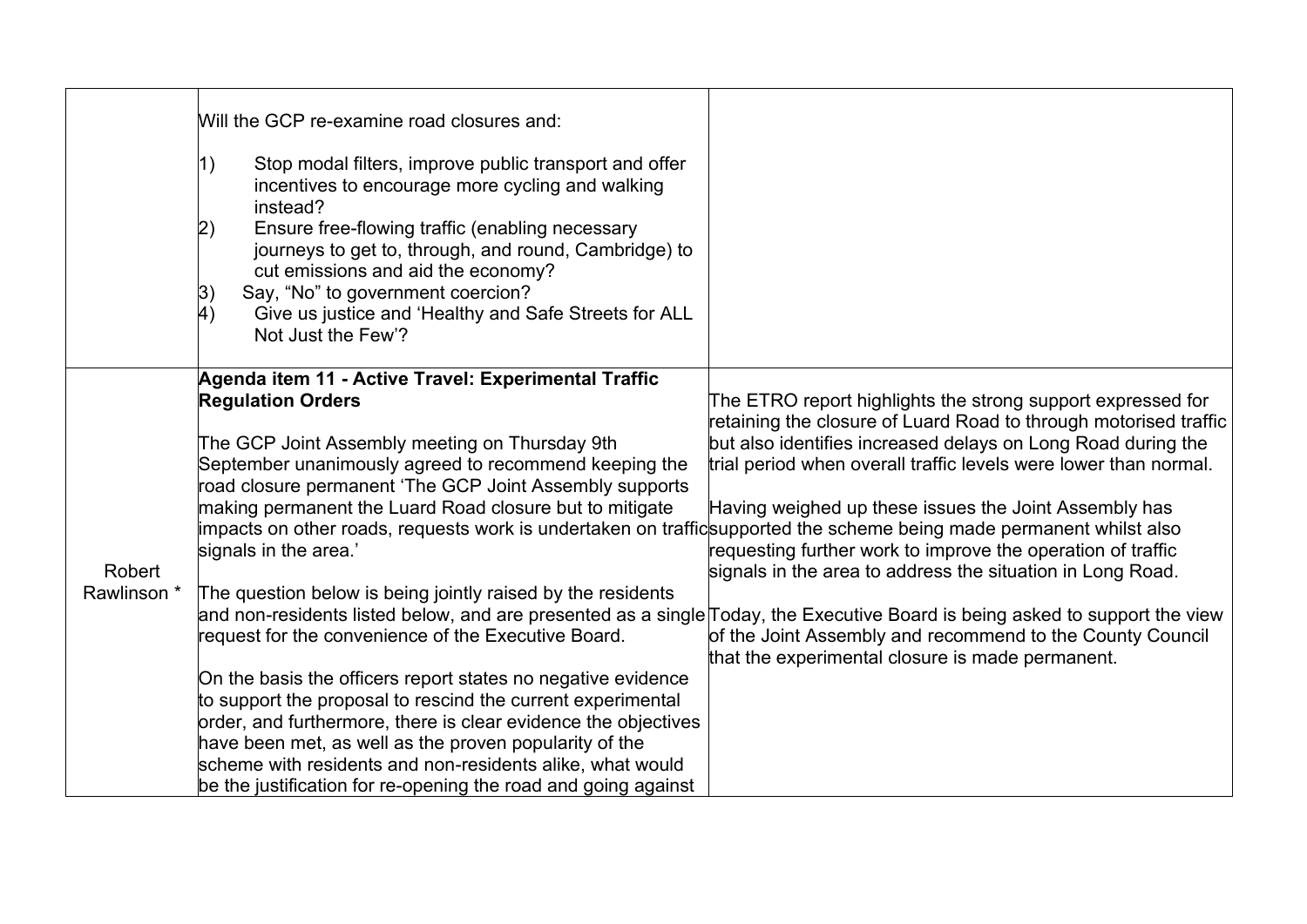| | | |
|---|---|---|
| | Will the GCP re-examine road closures and:<br><br>1) Stop modal filters, improve public transport and offer incentives to encourage more cycling and walking instead?<br>2) Ensure free-flowing traffic (enabling necessary journeys to get to, through, and round, Cambridge) to cut emissions and aid the economy?<br>3) Say, "No" to government coercion?<br>4) Give us justice and 'Healthy and Safe Streets for ALL Not Just the Few'? | |
| Robert Rawlinson * | **Agenda item 11 - Active Travel: Experimental Traffic Regulation Orders**<br><br>The GCP Joint Assembly meeting on Thursday 9th September unanimously agreed to recommend keeping the road closure permanent 'The GCP Joint Assembly supports making permanent the Luard Road closure but to mitigate impacts on other roads, requests work is undertaken on traffic signals in the area.'<br><br>The question below is being jointly raised by the residents and non-residents listed below, and are presented as a single request for the convenience of the Executive Board.<br><br>On the basis the officers report states no negative evidence to support the proposal to rescind the current experimental order, and furthermore, there is clear evidence the objectives have been met, as well as the proven popularity of the scheme with residents and non-residents alike, what would be the justification for re-opening the road and going against | The ETRO report highlights the strong support expressed for retaining the closure of Luard Road to through motorised traffic but also identifies increased delays on Long Road during the trial period when overall traffic levels were lower than normal.<br><br>Having weighed up these issues the Joint Assembly has supported the scheme being made permanent whilst also requesting further work to improve the operation of traffic signals in the area to address the situation in Long Road.<br><br>Today, the Executive Board is being asked to support the view of the Joint Assembly and recommend to the County Council that the experimental closure is made permanent. |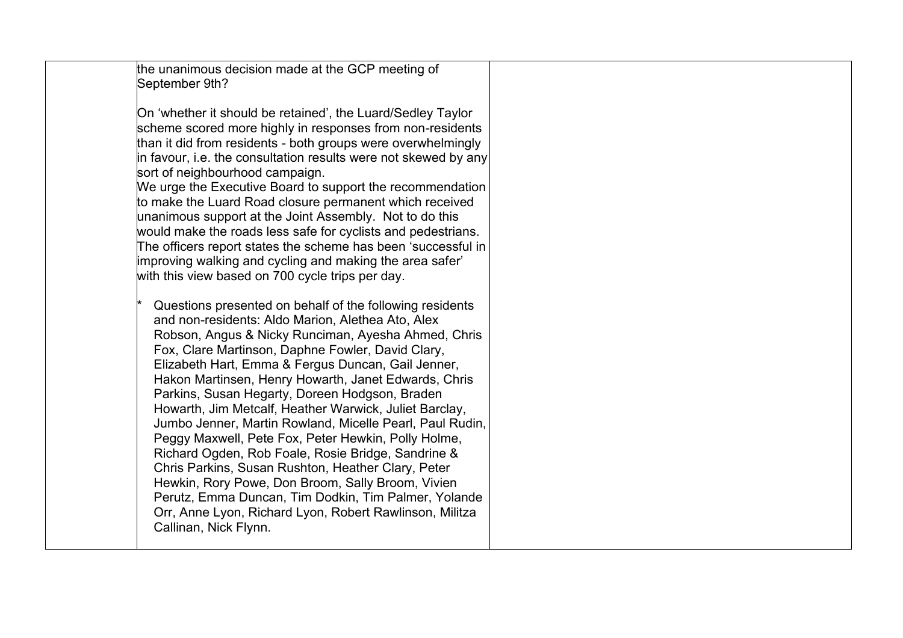| | | |
|---|---|---|
| | the unanimous decision made at the GCP meeting of September 9th?<br><br>On 'whether it should be retained', the Luard/Sedley Taylor scheme scored more highly in responses from non-residents than it did from residents - both groups were overwhelmingly in favour, i.e. the consultation results were not skewed by any sort of neighbourhood campaign.<br>We urge the Executive Board to support the recommendation to make the Luard Road closure permanent which received unanimous support at the Joint Assembly. Not to do this would make the roads less safe for cyclists and pedestrians. The officers report states the scheme has been 'successful in improving walking and cycling and making the area safer' with this view based on 700 cycle trips per day.<br><br>* Questions presented on behalf of the following residents and non-residents: Aldo Marion, Alethea Ato, Alex Robson, Angus & Nicky Runciman, Ayesha Ahmed, Chris Fox, Clare Martinson, Daphne Fowler, David Clary, Elizabeth Hart, Emma & Fergus Duncan, Gail Jenner, Hakon Martinsen, Henry Howarth, Janet Edwards, Chris Parkins, Susan Hegarty, Doreen Hodgson, Braden Howarth, Jim Metcalf, Heather Warwick, Juliet Barclay, Jumbo Jenner, Martin Rowland, Micelle Pearl, Paul Rudin, Peggy Maxwell, Pete Fox, Peter Hewkin, Polly Holme, Richard Ogden, Rob Foale, Rosie Bridge, Sandrine & Chris Parkins, Susan Rushton, Heather Clary, Peter Hewkin, Rory Powe, Don Broom, Sally Broom, Vivien Perutz, Emma Duncan, Tim Dodkin, Tim Palmer, Yolande Orr, Anne Lyon, Richard Lyon, Robert Rawlinson, Militza Callinan, Nick Flynn. | |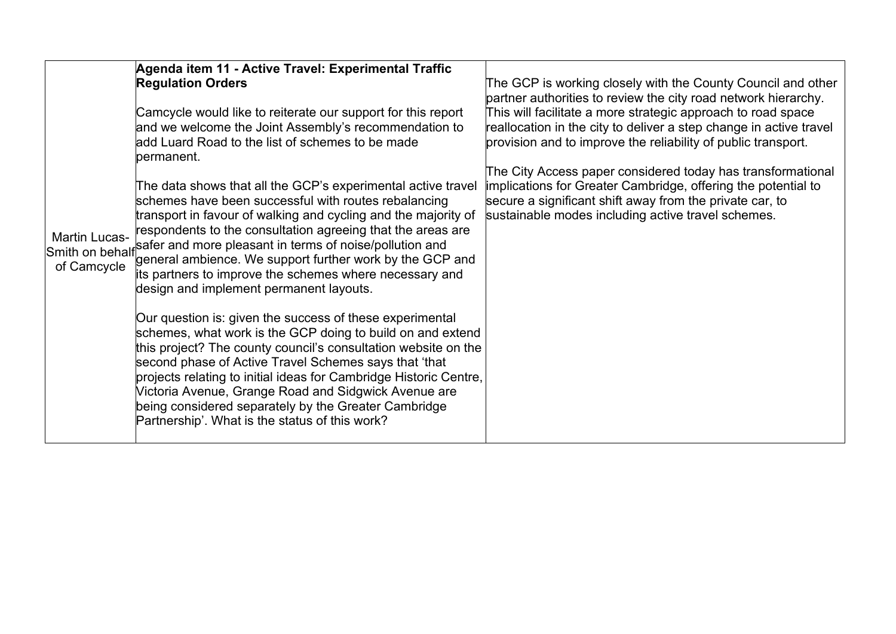| | | |
|---|---|---|
| Martin Lucas-Smith on behalf of Camcycle | **Agenda item 11 - Active Travel: Experimental Traffic Regulation Orders**<br><br>Camcycle would like to reiterate our support for this report and we welcome the Joint Assembly's recommendation to add Luard Road to the list of schemes to be made permanent.<br><br>The data shows that all the GCP's experimental active travel schemes have been successful with routes rebalancing transport in favour of walking and cycling and the majority of respondents to the consultation agreeing that the areas are safer and more pleasant in terms of noise/pollution and general ambience. We support further work by the GCP and its partners to improve the schemes where necessary and design and implement permanent layouts.<br><br>Our question is: given the success of these experimental schemes, what work is the GCP doing to build on and extend this project? The county council's consultation website on the second phase of Active Travel Schemes says that 'that projects relating to initial ideas for Cambridge Historic Centre, Victoria Avenue, Grange Road and Sidgwick Avenue are being considered separately by the Greater Cambridge Partnership'. What is the status of this work? | The GCP is working closely with the County Council and other partner authorities to review the city road network hierarchy. This will facilitate a more strategic approach to road space reallocation in the city to deliver a step change in active travel provision and to improve the reliability of public transport.<br><br>The City Access paper considered today has transformational implications for Greater Cambridge, offering the potential to secure a significant shift away from the private car, to sustainable modes including active travel schemes. |